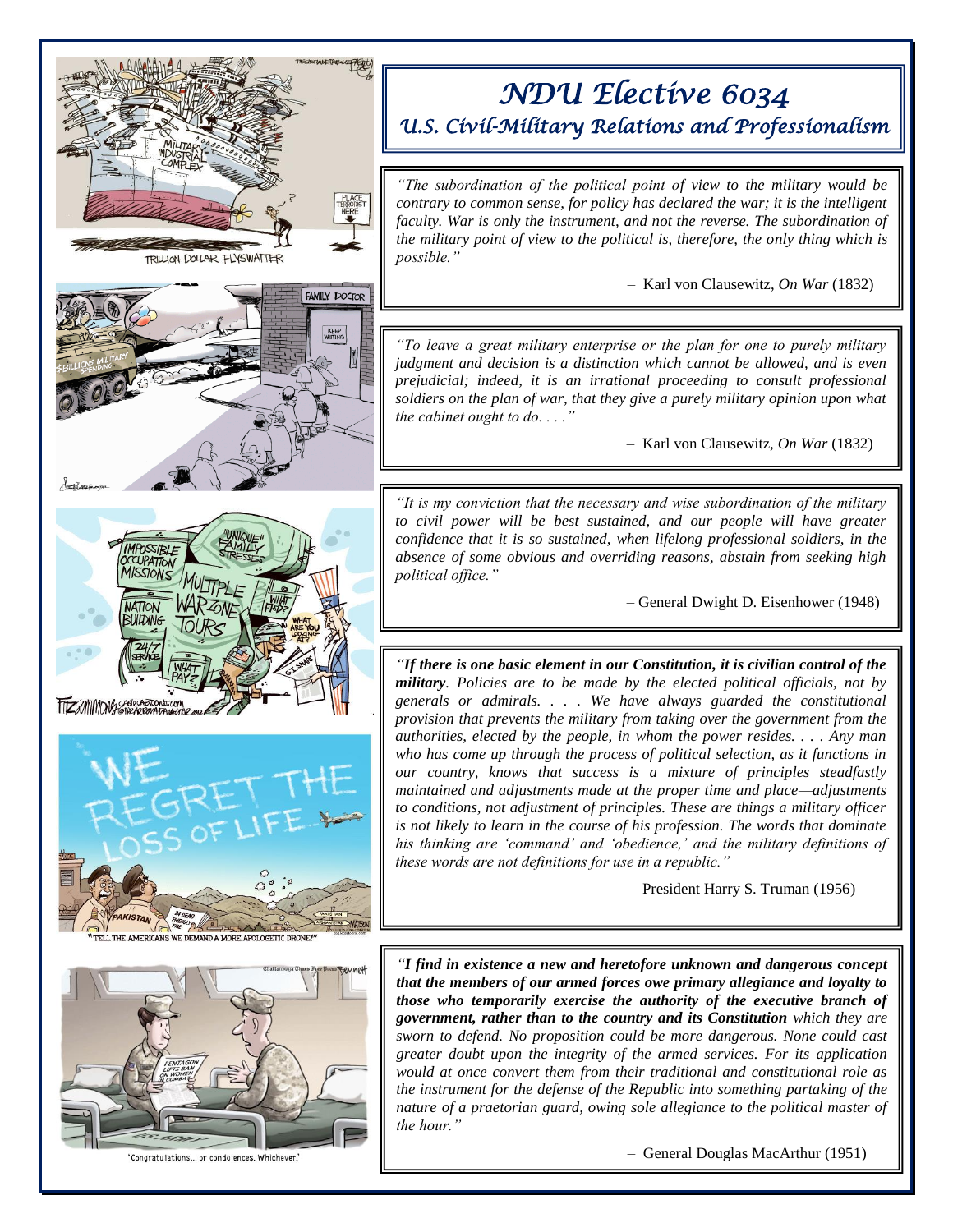# *NDU Elective 6034*

## *U.S. Civil-Military Relations and Professionalism*

*"The subordination of the political point of view to the military would be contrary to common sense, for policy has declared the war; it is the intelligent faculty. War is only the instrument, and not the reverse. The subordination of the military point of view to the political is, therefore, the only thing which is possible."*

– Karl von Clausewitz, *On War* (1832)

*"To leave a great military enterprise or the plan for one to purely military judgment and decision is a distinction which cannot be allowed, and is even prejudicial; indeed, it is an irrational proceeding to consult professional soldiers on the plan of war, that they give a purely military opinion upon what the cabinet ought to do. . . ."*

– Karl von Clausewitz, *On War* (1832)

*"It is my conviction that the necessary and wise subordination of the military to civil power will be best sustained, and our people will have greater confidence that it is so sustained, when lifelong professional soldiers, in the absence of some obvious and overriding reasons, abstain from seeking high political office."*

– General Dwight D. Eisenhower (1948)

*"**If there is one basic element in our Constitution, it is civilian control of the military**. Policies are to be made by the elected political officials, not by generals or admirals. . . . We have always guarded the constitutional provision that prevents the military from taking over the government from the authorities, elected by the people, in whom the power resides. . . . Any man who has come up through the process of political selection, as it functions in our country, knows that success is a mixture of principles steadfastly maintained and adjustments made at the proper time and place—adjustments to conditions, not adjustment of principles. These are things a military officer is not likely to learn in the course of his profession. The words that dominate his thinking are 'command' and 'obedience,' and the military definitions of these words are not definitions for use in a republic."*

– President Harry S. Truman (1956)

*"**I find in existence a new and heretofore unknown and dangerous concept that the members of our armed forces owe primary allegiance and loyalty to those who temporarily exercise the authority of the executive branch of government, rather than to the country and its Constitution** which they are sworn to defend. No proposition could be more dangerous. None could cast greater doubt upon the integrity of the armed services. For its application would at once convert them from their traditional and constitutional role as the instrument for the defense of the Republic into something partaking of the nature of a praetorian guard, owing sole allegiance to the political master of the hour."*

– General Douglas MacArthur (1951)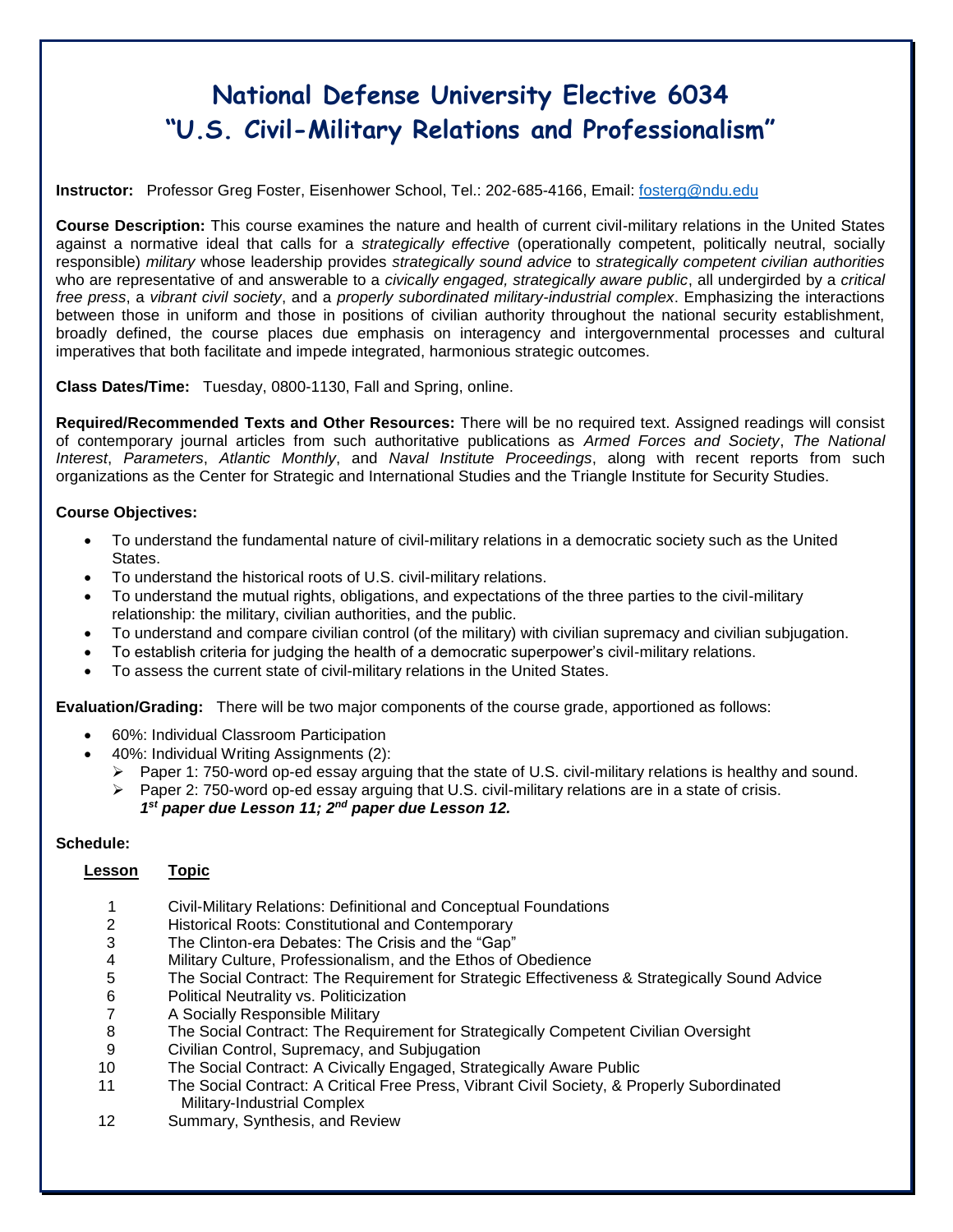# National Defense University Elective 6034
# "U.S. Civil-Military Relations and Professionalism"

**Instructor:** Professor Greg Foster, Eisenhower School, Tel.: 202-685-4166, Email: fosterg@ndu.edu

**Course Description:** This course examines the nature and health of current civil-military relations in the United States against a normative ideal that calls for a *strategically effective* (operationally competent, politically neutral, socially responsible) *military* whose leadership provides *strategically sound advice* to *strategically competent civilian authorities* who are representative of and answerable to a *civically engaged, strategically aware public*, all undergirded by a *critical free press*, a *vibrant civil society*, and a *properly subordinated military-industrial complex*. Emphasizing the interactions between those in uniform and those in positions of civilian authority throughout the national security establishment, broadly defined, the course places due emphasis on interagency and intergovernmental processes and cultural imperatives that both facilitate and impede integrated, harmonious strategic outcomes.

**Class Dates/Time:** Tuesday, 0800-1130, Fall and Spring, online.

**Required/Recommended Texts and Other Resources:** There will be no required text. Assigned readings will consist of contemporary journal articles from such authoritative publications as *Armed Forces and Society*, *The National Interest*, *Parameters*, *Atlantic Monthly*, and *Naval Institute Proceedings*, along with recent reports from such organizations as the Center for Strategic and International Studies and the Triangle Institute for Security Studies.

**Course Objectives:**

- To understand the fundamental nature of civil-military relations in a democratic society such as the United States.
- To understand the historical roots of U.S. civil-military relations.
- To understand the mutual rights, obligations, and expectations of the three parties to the civil-military relationship: the military, civilian authorities, and the public.
- To understand and compare civilian control (of the military) with civilian supremacy and civilian subjugation.
- To establish criteria for judging the health of a democratic superpower's civil-military relations.
- To assess the current state of civil-military relations in the United States.

**Evaluation/Grading:** There will be two major components of the course grade, apportioned as follows:

- 60%: Individual Classroom Participation
- 40%: Individual Writing Assignments (2):
  - Paper 1: 750-word op-ed essay arguing that the state of U.S. civil-military relations is healthy and sound.
  - Paper 2: 750-word op-ed essay arguing that U.S. civil-military relations are in a state of crisis.
  
  ***1st paper due Lesson 11; 2nd paper due Lesson 12.***

**Schedule:**

| Lesson | Topic |
|---|---|
| 1 | Civil-Military Relations: Definitional and Conceptual Foundations |
| 2 | Historical Roots: Constitutional and Contemporary |
| 3 | The Clinton-era Debates: The Crisis and the "Gap" |
| 4 | Military Culture, Professionalism, and the Ethos of Obedience |
| 5 | The Social Contract: The Requirement for Strategic Effectiveness & Strategically Sound Advice |
| 6 | Political Neutrality vs. Politicization |
| 7 | A Socially Responsible Military |
| 8 | The Social Contract: The Requirement for Strategically Competent Civilian Oversight |
| 9 | Civilian Control, Supremacy, and Subjugation |
| 10 | The Social Contract: A Civically Engaged, Strategically Aware Public |
| 11 | The Social Contract: A Critical Free Press, Vibrant Civil Society, & Properly Subordinated Military-Industrial Complex |
| 12 | Summary, Synthesis, and Review |